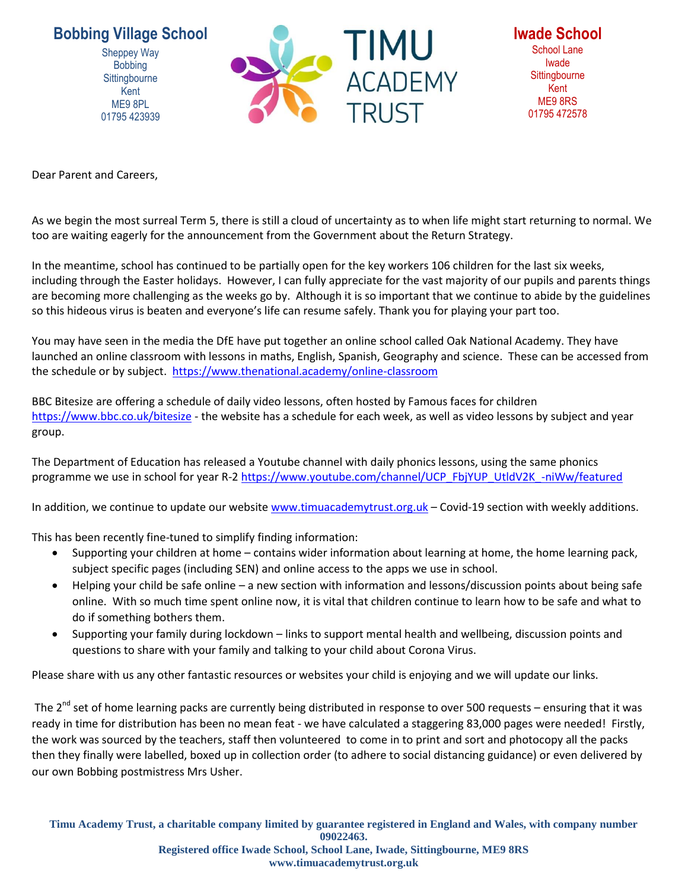**Bobbing Village School**
Sheppey Way
Bobbing
Sittingbourne
Kent
ME9 8PL
01795 423939

**TIMU ACADEMY TRUST**

**Iwade School**
School Lane
Iwade
Sittingbourne
Kent
ME9 8RS
01795 472578

Dear Parent and Careers,

As we begin the most surreal Term 5, there is still a cloud of uncertainty as to when life might start returning to normal. We too are waiting eagerly for the announcement from the Government about the Return Strategy.

In the meantime, school has continued to be partially open for the key workers 106 children for the last six weeks, including through the Easter holidays. However, I can fully appreciate for the vast majority of our pupils and parents things are becoming more challenging as the weeks go by. Although it is so important that we continue to abide by the guidelines so this hideous virus is beaten and everyone's life can resume safely. Thank you for playing your part too.

You may have seen in the media the DfE have put together an online school called Oak National Academy. They have launched an online classroom with lessons in maths, English, Spanish, Geography and science. These can be accessed from the schedule or by subject. https://www.thenational.academy/online-classroom

BBC Bitesize are offering a schedule of daily video lessons, often hosted by Famous faces for children https://www.bbc.co.uk/bitesize - the website has a schedule for each week, as well as video lessons by subject and year group.

The Department of Education has released a Youtube channel with daily phonics lessons, using the same phonics programme we use in school for year R-2 https://www.youtube.com/channel/UCP_FbjYUP_UtldV2K_-niWw/featured

In addition, we continue to update our website www.timuacademytrust.org.uk – Covid-19 section with weekly additions.

This has been recently fine-tuned to simplify finding information:

- Supporting your children at home – contains wider information about learning at home, the home learning pack, subject specific pages (including SEN) and online access to the apps we use in school.
- Helping your child be safe online – a new section with information and lessons/discussion points about being safe online. With so much time spent online now, it is vital that children continue to learn how to be safe and what to do if something bothers them.
- Supporting your family during lockdown – links to support mental health and wellbeing, discussion points and questions to share with your family and talking to your child about Corona Virus.

Please share with us any other fantastic resources or websites your child is enjoying and we will update our links.

The 2nd set of home learning packs are currently being distributed in response to over 500 requests – ensuring that it was ready in time for distribution has been no mean feat - we have calculated a staggering 83,000 pages were needed! Firstly, the work was sourced by the teachers, staff then volunteered to come in to print and sort and photocopy all the packs then they finally were labelled, boxed up in collection order (to adhere to social distancing guidance) or even delivered by our own Bobbing postmistress Mrs Usher.

**Timu Academy Trust, a charitable company limited by guarantee registered in England and Wales, with company number 09022463.**
**Registered office Iwade School, School Lane, Iwade, Sittingbourne, ME9 8RS**
**www.timuacademytrust.org.uk**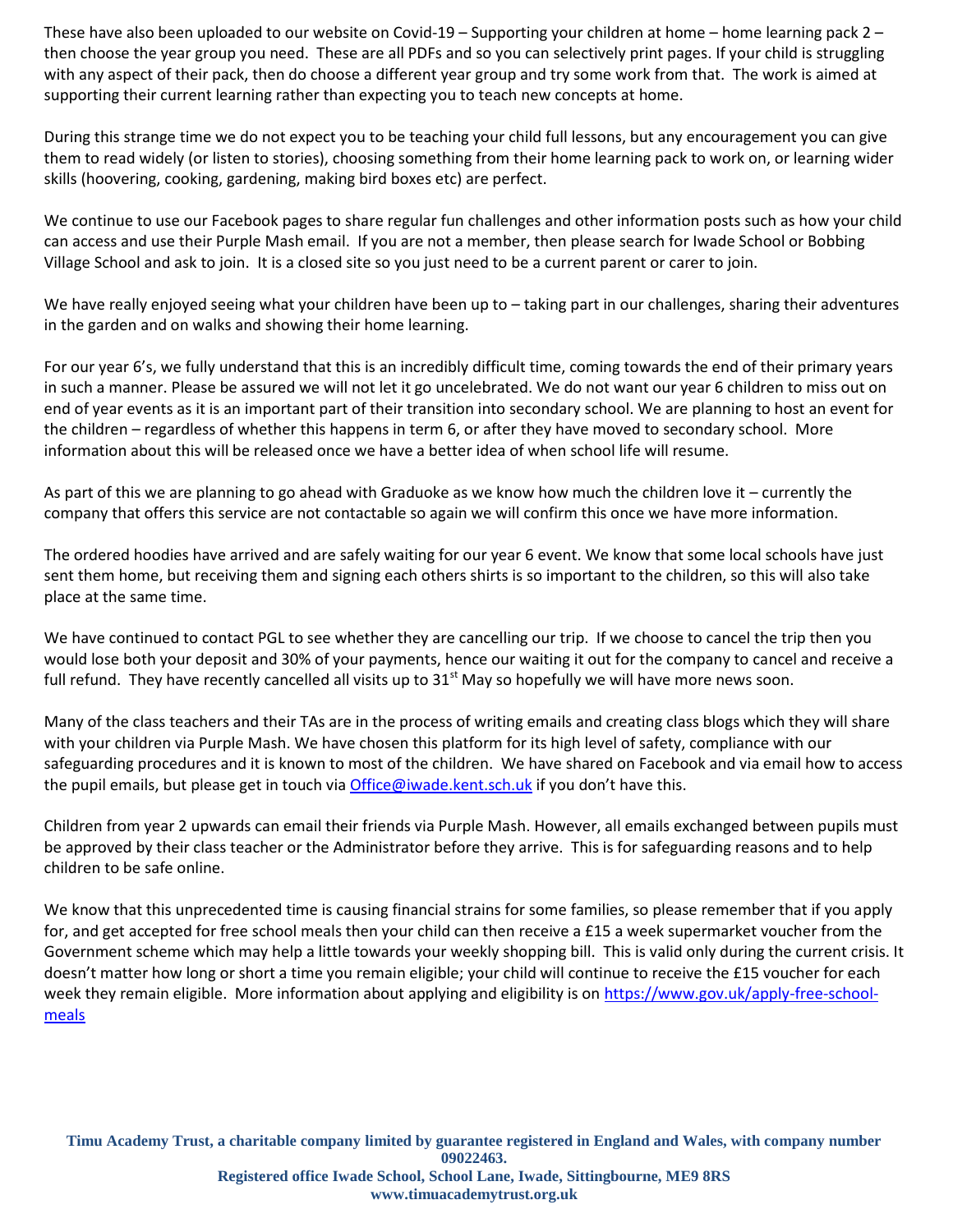These have also been uploaded to our website on Covid-19 – Supporting your children at home – home learning pack 2 – then choose the year group you need. These are all PDFs and so you can selectively print pages. If your child is struggling with any aspect of their pack, then do choose a different year group and try some work from that. The work is aimed at supporting their current learning rather than expecting you to teach new concepts at home.

During this strange time we do not expect you to be teaching your child full lessons, but any encouragement you can give them to read widely (or listen to stories), choosing something from their home learning pack to work on, or learning wider skills (hoovering, cooking, gardening, making bird boxes etc) are perfect.

We continue to use our Facebook pages to share regular fun challenges and other information posts such as how your child can access and use their Purple Mash email. If you are not a member, then please search for Iwade School or Bobbing Village School and ask to join. It is a closed site so you just need to be a current parent or carer to join.

We have really enjoyed seeing what your children have been up to – taking part in our challenges, sharing their adventures in the garden and on walks and showing their home learning.

For our year 6's, we fully understand that this is an incredibly difficult time, coming towards the end of their primary years in such a manner. Please be assured we will not let it go uncelebrated. We do not want our year 6 children to miss out on end of year events as it is an important part of their transition into secondary school. We are planning to host an event for the children – regardless of whether this happens in term 6, or after they have moved to secondary school. More information about this will be released once we have a better idea of when school life will resume.

As part of this we are planning to go ahead with Graduoke as we know how much the children love it – currently the company that offers this service are not contactable so again we will confirm this once we have more information.

The ordered hoodies have arrived and are safely waiting for our year 6 event. We know that some local schools have just sent them home, but receiving them and signing each others shirts is so important to the children, so this will also take place at the same time.

We have continued to contact PGL to see whether they are cancelling our trip. If we choose to cancel the trip then you would lose both your deposit and 30% of your payments, hence our waiting it out for the company to cancel and receive a full refund. They have recently cancelled all visits up to 31st May so hopefully we will have more news soon.

Many of the class teachers and their TAs are in the process of writing emails and creating class blogs which they will share with your children via Purple Mash. We have chosen this platform for its high level of safety, compliance with our safeguarding procedures and it is known to most of the children. We have shared on Facebook and via email how to access the pupil emails, but please get in touch via [Office@iwade.kent.sch.uk](mailto:Office@iwade.kent.sch.uk) if you don't have this.

Children from year 2 upwards can email their friends via Purple Mash. However, all emails exchanged between pupils must be approved by their class teacher or the Administrator before they arrive. This is for safeguarding reasons and to help children to be safe online.

We know that this unprecedented time is causing financial strains for some families, so please remember that if you apply for, and get accepted for free school meals then your child can then receive a £15 a week supermarket voucher from the Government scheme which may help a little towards your weekly shopping bill. This is valid only during the current crisis. It doesn't matter how long or short a time you remain eligible; your child will continue to receive the £15 voucher for each week they remain eligible. More information about applying and eligibility is on [https://www.gov.uk/apply-free-school-meals](https://www.gov.uk/apply-free-school-meals)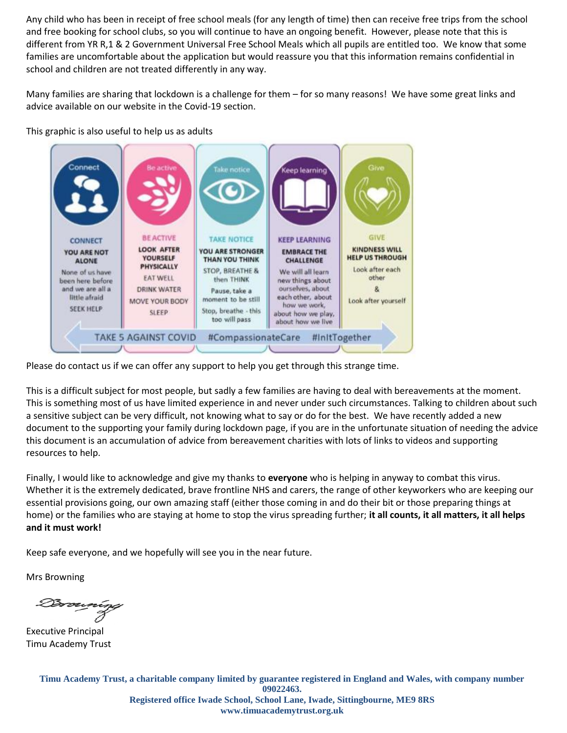Any child who has been in receipt of free school meals (for any length of time) then can receive free trips from the school and free booking for school clubs, so you will continue to have an ongoing benefit. However, please note that this is different from YR R,1 & 2 Government Universal Free School Meals which all pupils are entitled too. We know that some families are uncomfortable about the application but would reassure you that this information remains confidential in school and children are not treated differently in any way.

Many families are sharing that lockdown is a challenge for them – for so many reasons! We have some great links and advice available on our website in the Covid-19 section.

This graphic is also useful to help us as adults

Connect

CONNECT

YOU ARE NOT ALONE

None of us have been here before and we are all a little afraid

SEEK HELP

Be active

BE ACTIVE

LOOK AFTER YOURSELF PHYSICALLY

EAT WELL

DRINK WATER

MOVE YOUR BODY

SLEEP

Take notice

TAKE NOTICE

YOU ARE STRONGER THAN YOU THINK

STOP, BREATHE & then THINK

Pause, take a moment to be still

Stop, breathe - this too will pass

Keep learning

KEEP LEARNING

EMBRACE THE CHALLENGE

We will all learn new things about ourselves, about each other, about how we work, about how we play, about how we live

Give

GIVE

KINDNESS WILL HELP US THROUGH

Look after each other

&

Look after yourself

TAKE 5 AGAINST COVID #CompassionateCare #InItTogether

Please do contact us if we can offer any support to help you get through this strange time.

This is a difficult subject for most people, but sadly a few families are having to deal with bereavements at the moment. This is something most of us have limited experience in and never under such circumstances. Talking to children about such a sensitive subject can be very difficult, not knowing what to say or do for the best. We have recently added a new document to the supporting your family during lockdown page, if you are in the unfortunate situation of needing the advice this document is an accumulation of advice from bereavement charities with lots of links to videos and supporting resources to help.

Finally, I would like to acknowledge and give my thanks to **everyone** who is helping in anyway to combat this virus. Whether it is the extremely dedicated, brave frontline NHS and carers, the range of other keyworkers who are keeping our essential provisions going, our own amazing staff (either those coming in and do their bit or those preparing things at home) or the families who are staying at home to stop the virus spreading further; **it all counts, it all matters, it all helps and it must work!**

Keep safe everyone, and we hopefully will see you in the near future.

Mrs Browning

Browning

Executive Principal
Timu Academy Trust